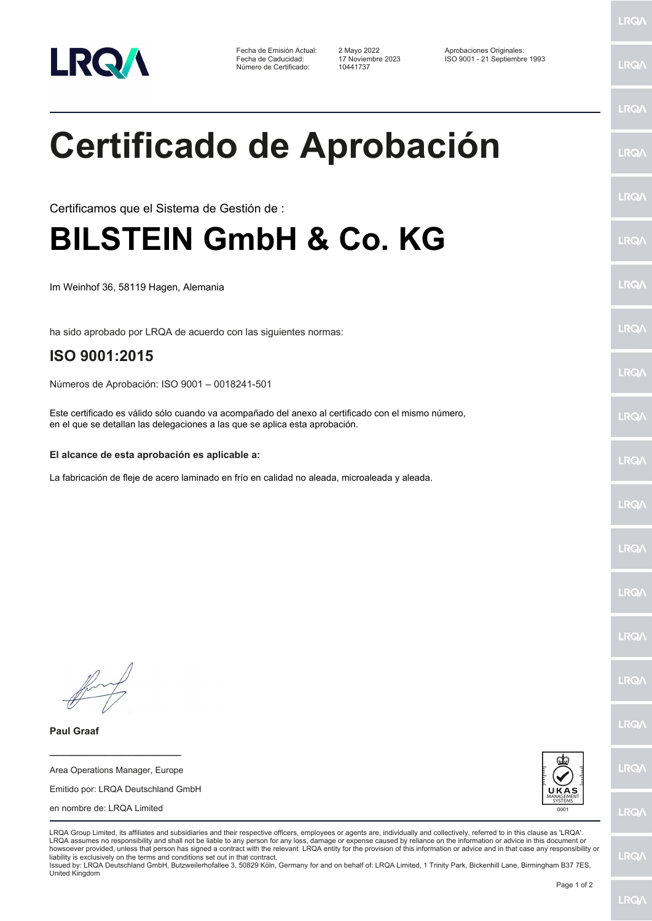| | | |
|---|---|---|
| Fecha de Emisión Actual: | 2 Mayo 2022 | Aprobaciones Originales: |
| Fecha de Caducidad: | 17 Noviembre 2023 | ISO 9001 - 21 Septiembre 1993 |
| Número de Certificado: | 10441737 | |

# Certificado de Aprobación

Certificamos que el Sistema de Gestión de :

# BILSTEIN GmbH & Co. KG

Im Weinhof 36, 58119 Hagen, Alemania

ha sido aprobado por LRQA de acuerdo con las siguientes normas:

## ISO 9001:2015

Números de Aprobación: ISO 9001 – 0018241-501

Este certificado es válido sólo cuando va acompañado del anexo al certificado con el mismo número, en el que se detallan las delegaciones a las que se aplica esta aprobación.

**El alcance de esta aprobación es aplicable a:**

La fabricación de fleje de acero laminado en frío en calidad no aleada, microaleada y aleada.

**Paul Graaf**

Area Operations Manager, Europe

Emitido por: LRQA Deutschland GmbH

en nombre de: LRQA Limited

UKAS MANAGEMENT SYSTEMS 0001

LRQA Group Limited, its affiliates and subsidiaries and their respective officers, employees or agents are, individually and collectively, referred to in this clause as 'LRQA'. LRQA assumes no responsibility and shall not be liable to any person for any loss, damage or expense caused by reliance on the information or advice in this document or howsoever provided, unless that person has signed a contract with the relevant LRQA entity for the provision of this information or advice and in that case any responsibility or liability is exclusively on the terms and conditions set out in that contract.
Issued by: LRQA Deutschland GmbH, Butzweilerhofallee 3, 50829 Köln, Germany for and on behalf of: LRQA Limited, 1 Trinity Park, Bickenhill Lane, Birmingham B37 7ES, United Kingdom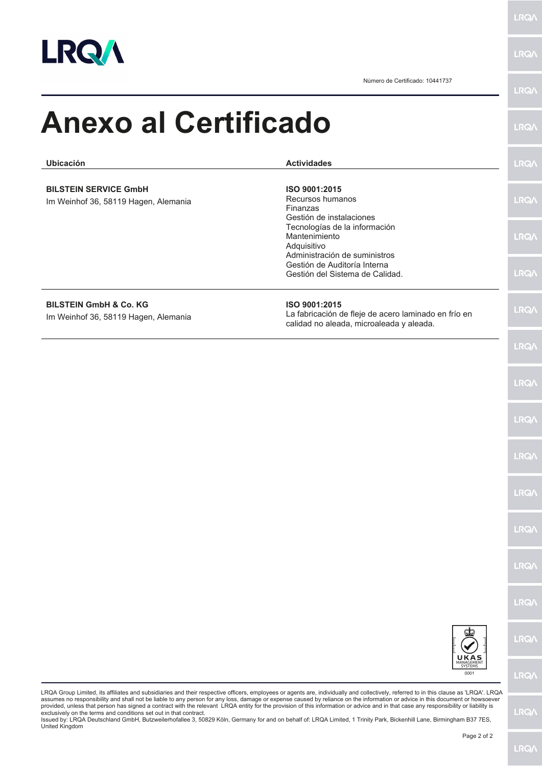Número de Certificado: 10441737

# Anexo al Certificado

| Ubicación | Actividades |
|---|---|
| **BILSTEIN SERVICE GmbH**<br>Im Weinhof 36, 58119 Hagen, Alemania | **ISO 9001:2015**<br>Recursos humanos<br>Finanzas<br>Gestión de instalaciones<br>Tecnologías de la información<br>Mantenimiento<br>Adquisitivo<br>Administración de suministros<br>Gestión de Auditoría Interna<br>Gestión del Sistema de Calidad. |
| **BILSTEIN GmbH & Co. KG**<br>Im Weinhof 36, 58119 Hagen, Alemania | **ISO 9001:2015**<br>La fabricación de fleje de acero laminado en frío en calidad no aleada, microaleada y aleada. |

UKAS MANAGEMENT SYSTEMS 0001

LRQA Group Limited, its affiliates and subsidiaries and their respective officers, employees or agents are, individually and collectively, referred to in this clause as 'LRQA'. LRQA assumes no responsibility and shall not be liable to any person for any loss, damage or expense caused by reliance on the information or advice in this document or howsoever provided, unless that person has signed a contract with the relevant LRQA entity for the provision of this information or advice and in that case any responsibility or liability is exclusively on the terms and conditions set out in that contract.
Issued by: LRQA Deutschland GmbH, Butzweilerhofallee 3, 50829 Köln, Germany for and on behalf of: LRQA Limited, 1 Trinity Park, Bickenhill Lane, Birmingham B37 7ES, United Kingdom